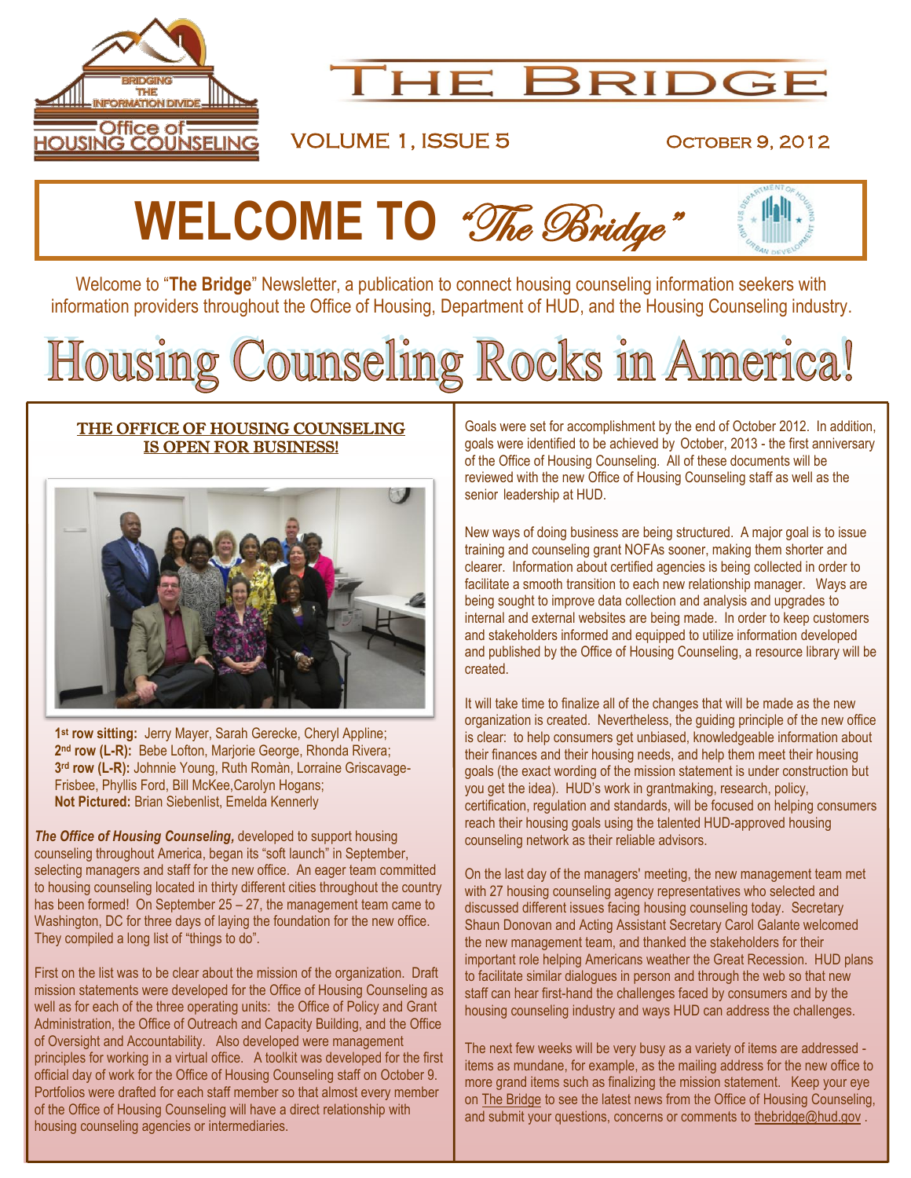# THE BRIDGE

VOLUME 1, ISSUE 5 OCTOBER 9, 2012

# WELCOME TO *"The Bridge"*

Welcome to "**The Bridge**" Newsletter, a publication to connect housing counseling information seekers with information providers throughout the Office of Housing, Department of HUD, and the Housing Counseling industry.

# Housing Counseling Rocks in America!

## THE OFFICE OF HOUSING COUNSELING IS OPEN FOR BUSINESS!

**1st row sitting:** Jerry Mayer, Sarah Gerecke, Cheryl Appline;
**2nd row (L-R):** Bebe Lofton, Marjorie George, Rhonda Rivera;
**3rd row (L-R):** Johnnie Young, Ruth Romàn, Lorraine Griscavage-Frisbee, Phyllis Ford, Bill McKee,Carolyn Hogans;
**Not Pictured:** Brian Siebenlist, Emelda Kennerly

***The Office of Housing Counseling,*** developed to support housing counseling throughout America, began its "soft launch" in September, selecting managers and staff for the new office. An eager team committed to housing counseling located in thirty different cities throughout the country has been formed! On September 25 – 27, the management team came to Washington, DC for three days of laying the foundation for the new office. They compiled a long list of "things to do".

First on the list was to be clear about the mission of the organization. Draft mission statements were developed for the Office of Housing Counseling as well as for each of the three operating units: the Office of Policy and Grant Administration, the Office of Outreach and Capacity Building, and the Office of Oversight and Accountability. Also developed were management principles for working in a virtual office. A toolkit was developed for the first official day of work for the Office of Housing Counseling staff on October 9. Portfolios were drafted for each staff member so that almost every member of the Office of Housing Counseling will have a direct relationship with housing counseling agencies or intermediaries.

Goals were set for accomplishment by the end of October 2012. In addition, goals were identified to be achieved by October, 2013 - the first anniversary of the Office of Housing Counseling. All of these documents will be reviewed with the new Office of Housing Counseling staff as well as the senior leadership at HUD.

New ways of doing business are being structured. A major goal is to issue training and counseling grant NOFAs sooner, making them shorter and clearer. Information about certified agencies is being collected in order to facilitate a smooth transition to each new relationship manager. Ways are being sought to improve data collection and analysis and upgrades to internal and external websites are being made. In order to keep customers and stakeholders informed and equipped to utilize information developed and published by the Office of Housing Counseling, a resource library will be created.

It will take time to finalize all of the changes that will be made as the new organization is created. Nevertheless, the guiding principle of the new office is clear: to help consumers get unbiased, knowledgeable information about their finances and their housing needs, and help them meet their housing goals (the exact wording of the mission statement is under construction but you get the idea). HUD's work in grantmaking, research, policy, certification, regulation and standards, will be focused on helping consumers reach their housing goals using the talented HUD-approved housing counseling network as their reliable advisors.

On the last day of the managers' meeting, the new management team met with 27 housing counseling agency representatives who selected and discussed different issues facing housing counseling today. Secretary Shaun Donovan and Acting Assistant Secretary Carol Galante welcomed the new management team, and thanked the stakeholders for their important role helping Americans weather the Great Recession. HUD plans to facilitate similar dialogues in person and through the web so that new staff can hear first-hand the challenges faced by consumers and by the housing counseling industry and ways HUD can address the challenges.

The next few weeks will be very busy as a variety of items are addressed - items as mundane, for example, as the mailing address for the new office to more grand items such as finalizing the mission statement. Keep your eye on The Bridge to see the latest news from the Office of Housing Counseling, and submit your questions, concerns or comments to thebridge@hud.gov .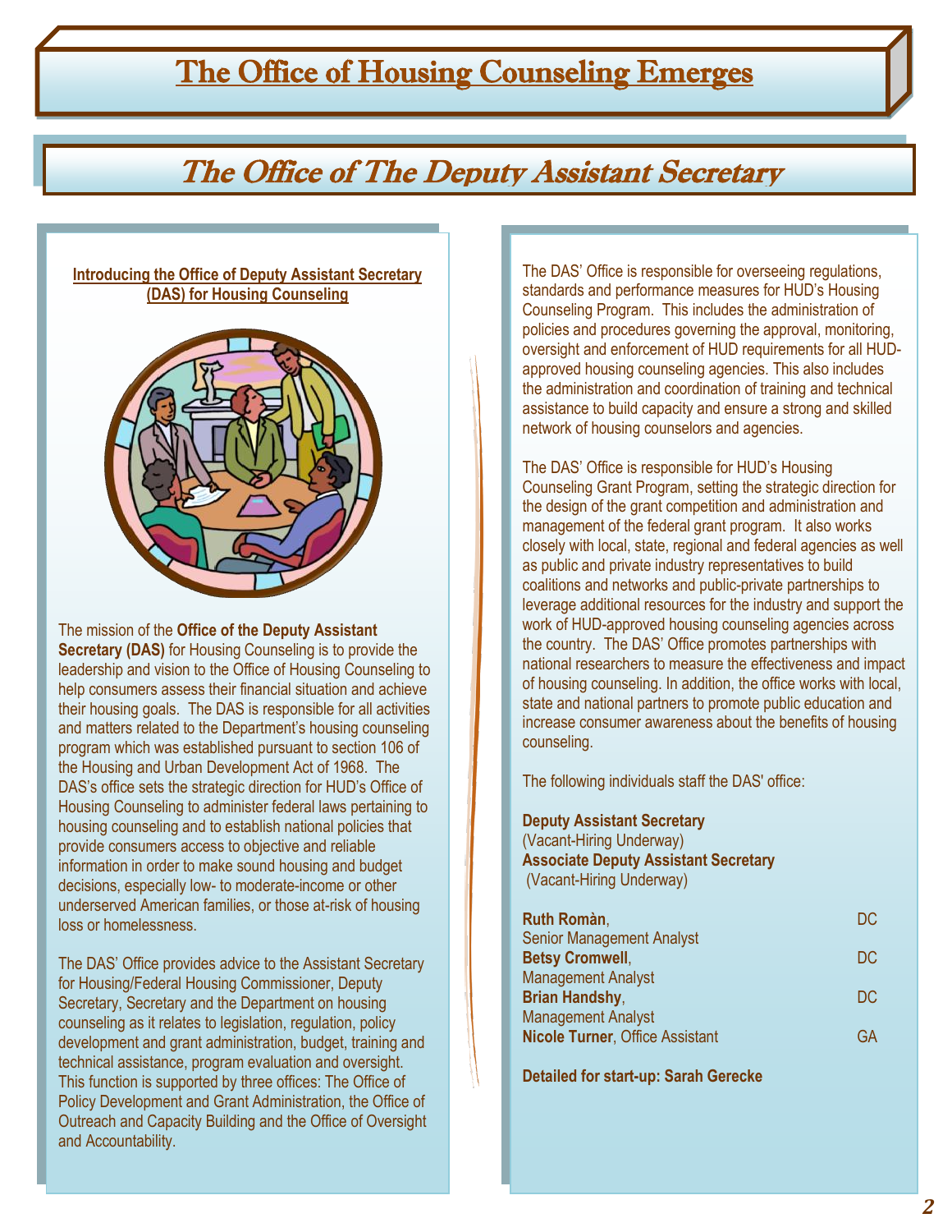# The Office of Housing Counseling Emerges

## The Office of The Deputy Assistant Secretary

### Introducing the Office of Deputy Assistant Secretary (DAS) for Housing Counseling

The mission of the **Office of the Deputy Assistant Secretary (DAS)** for Housing Counseling is to provide the leadership and vision to the Office of Housing Counseling to help consumers assess their financial situation and achieve their housing goals. The DAS is responsible for all activities and matters related to the Department's housing counseling program which was established pursuant to section 106 of the Housing and Urban Development Act of 1968. The DAS's office sets the strategic direction for HUD's Office of Housing Counseling to administer federal laws pertaining to housing counseling and to establish national policies that provide consumers access to objective and reliable information in order to make sound housing and budget decisions, especially low- to moderate-income or other underserved American families, or those at-risk of housing loss or homelessness.

The DAS' Office provides advice to the Assistant Secretary for Housing/Federal Housing Commissioner, Deputy Secretary, Secretary and the Department on housing counseling as it relates to legislation, regulation, policy development and grant administration, budget, training and technical assistance, program evaluation and oversight. This function is supported by three offices: The Office of Policy Development and Grant Administration, the Office of Outreach and Capacity Building and the Office of Oversight and Accountability.

The DAS' Office is responsible for overseeing regulations, standards and performance measures for HUD's Housing Counseling Program. This includes the administration of policies and procedures governing the approval, monitoring, oversight and enforcement of HUD requirements for all HUD-approved housing counseling agencies. This also includes the administration and coordination of training and technical assistance to build capacity and ensure a strong and skilled network of housing counselors and agencies.

The DAS' Office is responsible for HUD's Housing Counseling Grant Program, setting the strategic direction for the design of the grant competition and administration and management of the federal grant program. It also works closely with local, state, regional and federal agencies as well as public and private industry representatives to build coalitions and networks and public-private partnerships to leverage additional resources for the industry and support the work of HUD-approved housing counseling agencies across the country. The DAS' Office promotes partnerships with national researchers to measure the effectiveness and impact of housing counseling. In addition, the office works with local, state and national partners to promote public education and increase consumer awareness about the benefits of housing counseling.

The following individuals staff the DAS' office:

**Deputy Assistant Secretary**
(Vacant-Hiring Underway)
**Associate Deputy Assistant Secretary**
(Vacant-Hiring Underway)

**Ruth Ròman**, Senior Management Analyst — DC
**Betsy Cromwell**, Management Analyst — DC
**Brian Handshy**, Management Analyst — DC
**Nicole Turner**, Office Assistant — GA

**Detailed for start-up: Sarah Gerecke**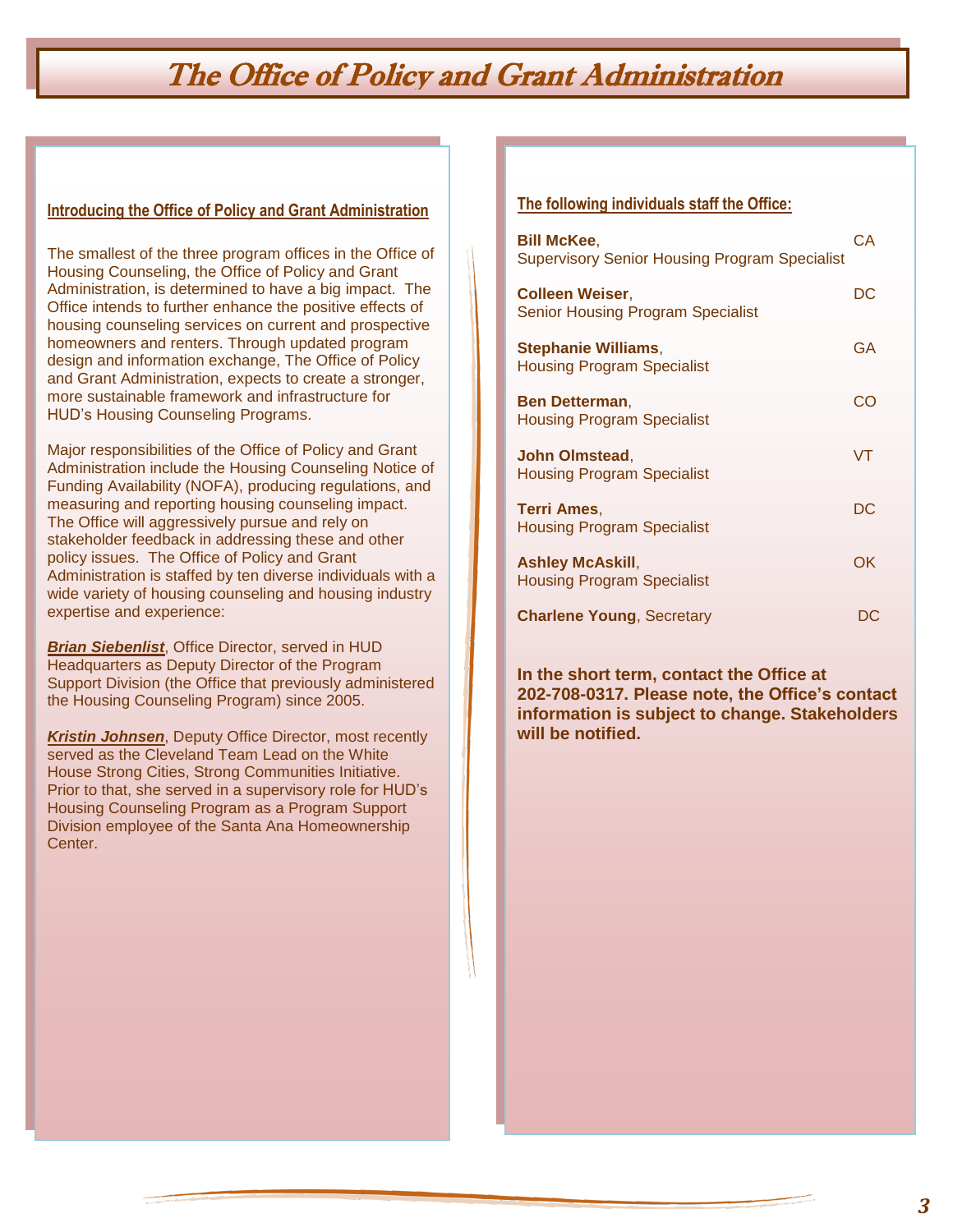# The Office of Policy and Grant Administration

**Introducing the Office of Policy and Grant Administration**

The smallest of the three program offices in the Office of Housing Counseling, the Office of Policy and Grant Administration, is determined to have a big impact. The Office intends to further enhance the positive effects of housing counseling services on current and prospective homeowners and renters. Through updated program design and information exchange, The Office of Policy and Grant Administration, expects to create a stronger, more sustainable framework and infrastructure for HUD's Housing Counseling Programs.

Major responsibilities of the Office of Policy and Grant Administration include the Housing Counseling Notice of Funding Availability (NOFA), producing regulations, and measuring and reporting housing counseling impact. The Office will aggressively pursue and rely on stakeholder feedback in addressing these and other policy issues. The Office of Policy and Grant Administration is staffed by ten diverse individuals with a wide variety of housing counseling and housing industry expertise and experience:

***Brian Siebenlist***, Office Director, served in HUD Headquarters as Deputy Director of the Program Support Division (the Office that previously administered the Housing Counseling Program) since 2005.

***Kristin Johnsen***, Deputy Office Director, most recently served as the Cleveland Team Lead on the White House Strong Cities, Strong Communities Initiative. Prior to that, she served in a supervisory role for HUD's Housing Counseling Program as a Program Support Division employee of the Santa Ana Homeownership Center.

**The following individuals staff the Office:**

**Bill McKee**, Supervisory Senior Housing Program Specialist — CA

**Colleen Weiser**, Senior Housing Program Specialist — DC

**Stephanie Williams**, Housing Program Specialist — GA

**Ben Detterman**, Housing Program Specialist — CO

**John Olmstead**, Housing Program Specialist — VT

**Terri Ames**, Housing Program Specialist — DC

**Ashley McAskill**, Housing Program Specialist — OK

**Charlene Young**, Secretary — DC

**In the short term, contact the Office at 202-708-0317. Please note, the Office's contact information is subject to change. Stakeholders will be notified.**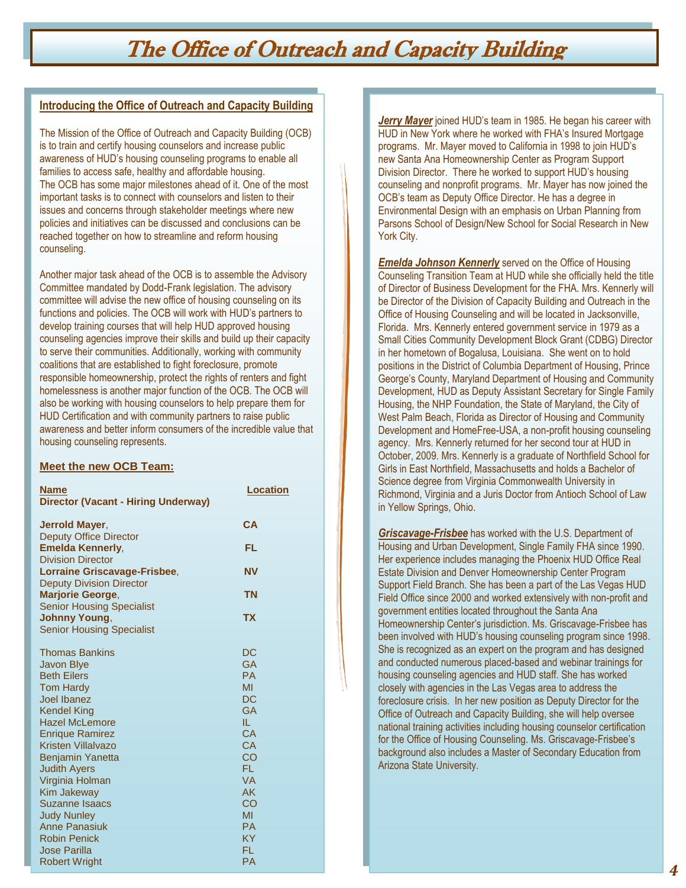# The Office of Outreach and Capacity Building

## Introducing the Office of Outreach and Capacity Building

The Mission of the Office of Outreach and Capacity Building (OCB) is to train and certify housing counselors and increase public awareness of HUD's housing counseling programs to enable all families to access safe, healthy and affordable housing.
The OCB has some major milestones ahead of it. One of the most important tasks is to connect with counselors and listen to their issues and concerns through stakeholder meetings where new policies and initiatives can be discussed and conclusions can be reached together on how to streamline and reform housing counseling.

Another major task ahead of the OCB is to assemble the Advisory Committee mandated by Dodd-Frank legislation. The advisory committee will advise the new office of housing counseling on its functions and policies. The OCB will work with HUD's partners to develop training courses that will help HUD approved housing counseling agencies improve their skills and build up their capacity to serve their communities. Additionally, working with community coalitions that are established to fight foreclosure, promote responsible homeownership, protect the rights of renters and fight homelessness is another major function of the OCB. The OCB will also be working with housing counselors to help prepare them for HUD Certification and with community partners to raise public awareness and better inform consumers of the incredible value that housing counseling represents.

### Meet the new OCB Team:

| Name | Location |
|---|---|
| **Director (Vacant - Hiring Underway)** | |
| **Jerrold Mayer**, Deputy Office Director | **CA** |
| **Emelda Kennerly**, Division Director | **FL** |
| **Lorraine Griscavage-Frisbee**, Deputy Division Director | **NV** |
| **Marjorie George**, Senior Housing Specialist | **TN** |
| **Johnny Young**, Senior Housing Specialist | **TX** |
| Thomas Bankins | DC |
| Javon Blye | GA |
| Beth Eilers | PA |
| Tom Hardy | MI |
| Joel Ibanez | DC |
| Kendel King | GA |
| Hazel McLemore | IL |
| Enrique Ramirez | CA |
| Kristen Villalvazo | CA |
| Benjamin Yanetta | CO |
| Judith Ayers | FL |
| Virginia Holman | VA |
| Kim Jakeway | AK |
| Suzanne Isaacs | CO |
| Judy Nunley | MI |
| Anne Panasiuk | PA |
| Robin Penick | KY |
| Jose Parilla | FL |
| Robert Wright | PA |

***Jerry Mayer*** joined HUD's team in 1985. He began his career with HUD in New York where he worked with FHA's Insured Mortgage programs. Mr. Mayer moved to California in 1998 to join HUD's new Santa Ana Homeownership Center as Program Support Division Director. There he worked to support HUD's housing counseling and nonprofit programs. Mr. Mayer has now joined the OCB's team as Deputy Office Director. He has a degree in Environmental Design with an emphasis on Urban Planning from Parsons School of Design/New School for Social Research in New York City.

***Emelda Johnson Kennerly*** served on the Office of Housing Counseling Transition Team at HUD while she officially held the title of Director of Business Development for the FHA. Mrs. Kennerly will be Director of the Division of Capacity Building and Outreach in the Office of Housing Counseling and will be located in Jacksonville, Florida. Mrs. Kennerly entered government service in 1979 as a Small Cities Community Development Block Grant (CDBG) Director in her hometown of Bogalusa, Louisiana. She went on to hold positions in the District of Columbia Department of Housing, Prince George's County, Maryland Department of Housing and Community Development, HUD as Deputy Assistant Secretary for Single Family Housing, the NHP Foundation, the State of Maryland, the City of West Palm Beach, Florida as Director of Housing and Community Development and HomeFree-USA, a non-profit housing counseling agency. Mrs. Kennerly returned for her second tour at HUD in October, 2009. Mrs. Kennerly is a graduate of Northfield School for Girls in East Northfield, Massachusetts and holds a Bachelor of Science degree from Virginia Commonwealth University in Richmond, Virginia and a Juris Doctor from Antioch School of Law in Yellow Springs, Ohio.

***Griscavage-Frisbee*** has worked with the U.S. Department of Housing and Urban Development, Single Family FHA since 1990. Her experience includes managing the Phoenix HUD Office Real Estate Division and Denver Homeownership Center Program Support Field Branch. She has been a part of the Las Vegas HUD Field Office since 2000 and worked extensively with non-profit and government entities located throughout the Santa Ana Homeownership Center's jurisdiction. Ms. Griscavage-Frisbee has been involved with HUD's housing counseling program since 1998. She is recognized as an expert on the program and has designed and conducted numerous placed-based and webinar trainings for housing counseling agencies and HUD staff. She has worked closely with agencies in the Las Vegas area to address the foreclosure crisis. In her new position as Deputy Director for the Office of Outreach and Capacity Building, she will help oversee national training activities including housing counselor certification for the Office of Housing Counseling. Ms. Griscavage-Frisbee's background also includes a Master of Secondary Education from Arizona State University.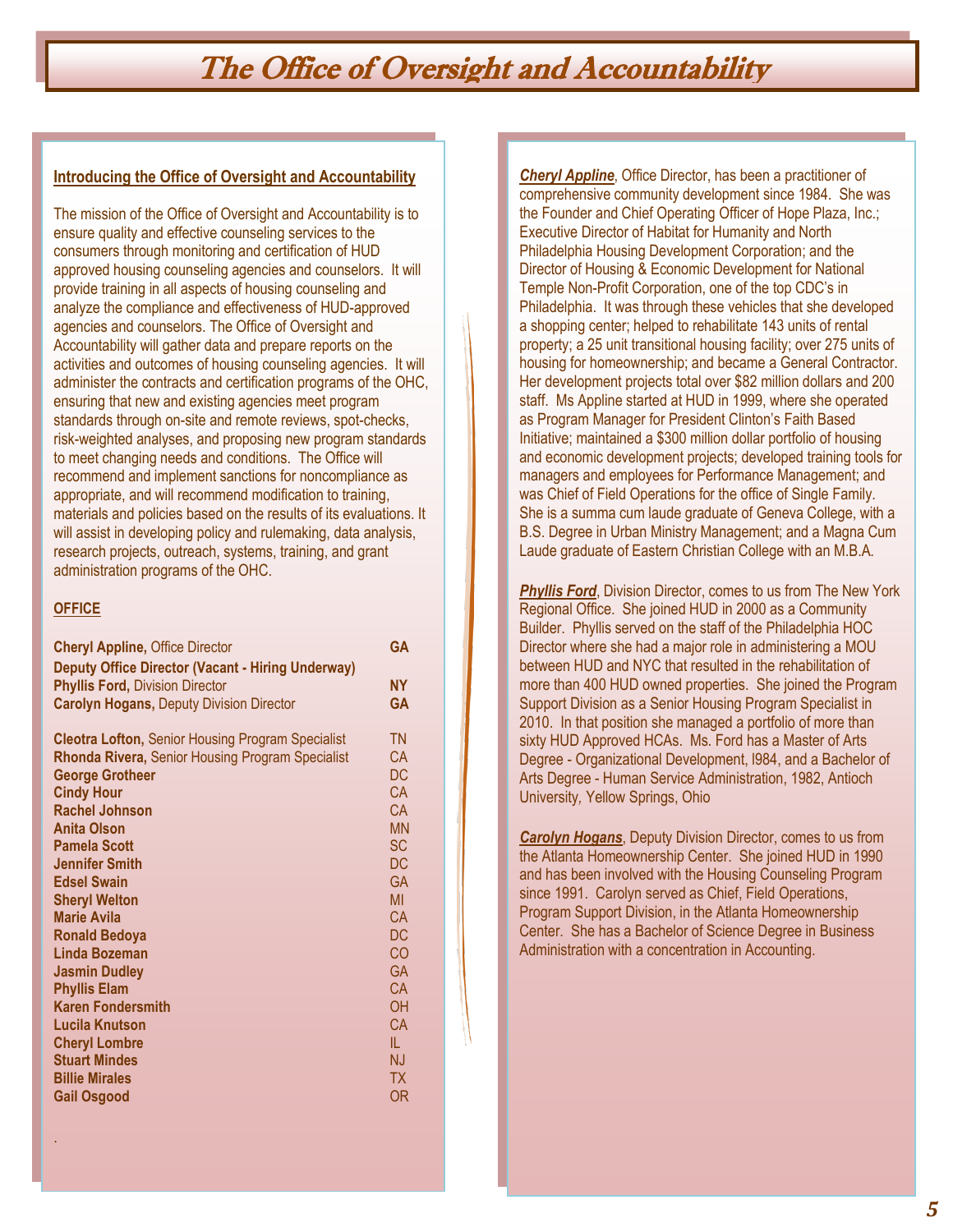# The Office of Oversight and Accountability

**Introducing the Office of Oversight and Accountability**

The mission of the Office of Oversight and Accountability is to ensure quality and effective counseling services to the consumers through monitoring and certification of HUD approved housing counseling agencies and counselors. It will provide training in all aspects of housing counseling and analyze the compliance and effectiveness of HUD-approved agencies and counselors. The Office of Oversight and Accountability will gather data and prepare reports on the activities and outcomes of housing counseling agencies. It will administer the contracts and certification programs of the OHC, ensuring that new and existing agencies meet program standards through on-site and remote reviews, spot-checks, risk-weighted analyses, and proposing new program standards to meet changing needs and conditions. The Office will recommend and implement sanctions for noncompliance as appropriate, and will recommend modification to training, materials and policies based on the results of its evaluations. It will assist in developing policy and rulemaking, data analysis, research projects, outreach, systems, training, and grant administration programs of the OHC.

**OFFICE**

| Name | State |
|---|---|
| **Cheryl Appline,** Office Director | **GA** |
| **Deputy Office Director (Vacant - Hiring Underway)** | |
| **Phyllis Ford,** Division Director | **NY** |
| **Carolyn Hogans,** Deputy Division Director | **GA** |
| **Cleotra Lofton,** Senior Housing Program Specialist | TN |
| **Rhonda Rivera,** Senior Housing Program Specialist | CA |
| **George Grotheer** | DC |
| **Cindy Hour** | CA |
| **Rachel Johnson** | CA |
| **Anita Olson** | MN |
| **Pamela Scott** | SC |
| **Jennifer Smith** | DC |
| **Edsel Swain** | GA |
| **Sheryl Welton** | MI |
| **Marie Avila** | CA |
| **Ronald Bedoya** | DC |
| **Linda Bozeman** | CO |
| **Jasmin Dudley** | GA |
| **Phyllis Elam** | CA |
| **Karen Fondersmith** | OH |
| **Lucila Knutson** | CA |
| **Cheryl Lombre** | IL |
| **Stuart Mindes** | NJ |
| **Billie Mirales** | TX |
| **Gail Osgood** | OR |

***Cheryl Appline***, Office Director, has been a practitioner of comprehensive community development since 1984. She was the Founder and Chief Operating Officer of Hope Plaza, Inc.; Executive Director of Habitat for Humanity and North Philadelphia Housing Development Corporation; and the Director of Housing & Economic Development for National Temple Non-Profit Corporation, one of the top CDC's in Philadelphia. It was through these vehicles that she developed a shopping center; helped to rehabilitate 143 units of rental property; a 25 unit transitional housing facility; over 275 units of housing for homeownership; and became a General Contractor. Her development projects total over $82 million dollars and 200 staff. Ms Appline started at HUD in 1999, where she operated as Program Manager for President Clinton's Faith Based Initiative; maintained a $300 million dollar portfolio of housing and economic development projects; developed training tools for managers and employees for Performance Management; and was Chief of Field Operations for the office of Single Family. She is a summa cum laude graduate of Geneva College, with a B.S. Degree in Urban Ministry Management; and a Magna Cum Laude graduate of Eastern Christian College with an M.B.A.

***Phyllis Ford***, Division Director, comes to us from The New York Regional Office. She joined HUD in 2000 as a Community Builder. Phyllis served on the staff of the Philadelphia HOC Director where she had a major role in administering a MOU between HUD and NYC that resulted in the rehabilitation of more than 400 HUD owned properties. She joined the Program Support Division as a Senior Housing Program Specialist in 2010. In that position she managed a portfolio of more than sixty HUD Approved HCAs. Ms. Ford has a Master of Arts Degree - Organizational Development, l984, and a Bachelor of Arts Degree - Human Service Administration, 1982, Antioch University, Yellow Springs, Ohio

***Carolyn Hogans***, Deputy Division Director, comes to us from the Atlanta Homeownership Center. She joined HUD in 1990 and has been involved with the Housing Counseling Program since 1991. Carolyn served as Chief, Field Operations, Program Support Division, in the Atlanta Homeownership Center. She has a Bachelor of Science Degree in Business Administration with a concentration in Accounting.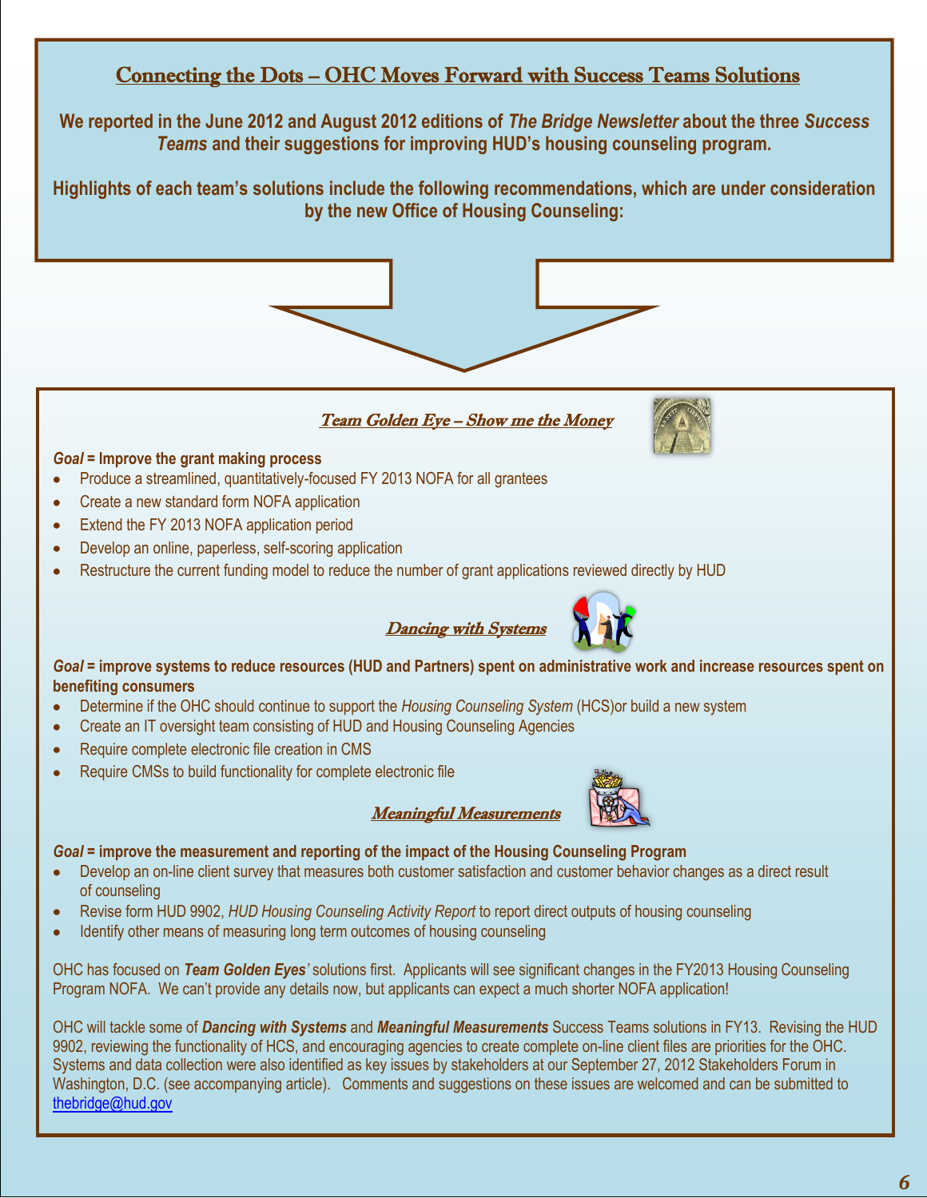## Connecting the Dots – OHC Moves Forward with Success Teams Solutions

**We reported in the June 2012 and August 2012 editions of *The Bridge Newsletter* about the three *Success Teams* and their suggestions for improving HUD's housing counseling program.**

**Highlights of each team's solutions include the following recommendations, which are under consideration by the new Office of Housing Counseling:**

### *Team Golden Eye – Show me the Money*

***Goal* = Improve the grant making process**

- Produce a streamlined, quantitatively-focused FY 2013 NOFA for all grantees
- Create a new standard form NOFA application
- Extend the FY 2013 NOFA application period
- Develop an online, paperless, self-scoring application
- Restructure the current funding model to reduce the number of grant applications reviewed directly by HUD

### *Dancing with Systems*

***Goal* = improve systems to reduce resources (HUD and Partners) spent on administrative work and increase resources spent on benefiting consumers**

- Determine if the OHC should continue to support the *Housing Counseling System* (HCS)or build a new system
- Create an IT oversight team consisting of HUD and Housing Counseling Agencies
- Require complete electronic file creation in CMS
- Require CMSs to build functionality for complete electronic file

### *Meaningful Measurements*

***Goal* = improve the measurement and reporting of the impact of the Housing Counseling Program**

- Develop an on-line client survey that measures both customer satisfaction and customer behavior changes as a direct result of counseling
- Revise form HUD 9902, *HUD Housing Counseling Activity Report* to report direct outputs of housing counseling
- Identify other means of measuring long term outcomes of housing counseling

OHC has focused on ***Team Golden Eyes'*** solutions first. Applicants will see significant changes in the FY2013 Housing Counseling Program NOFA. We can't provide any details now, but applicants can expect a much shorter NOFA application!

OHC will tackle some of ***Dancing with Systems*** and ***Meaningful Measurements*** Success Teams solutions in FY13. Revising the HUD 9902, reviewing the functionality of HCS, and encouraging agencies to create complete on-line client files are priorities for the OHC. Systems and data collection were also identified as key issues by stakeholders at our September 27, 2012 Stakeholders Forum in Washington, D.C. (see accompanying article). Comments and suggestions on these issues are welcomed and can be submitted to thebridge@hud.gov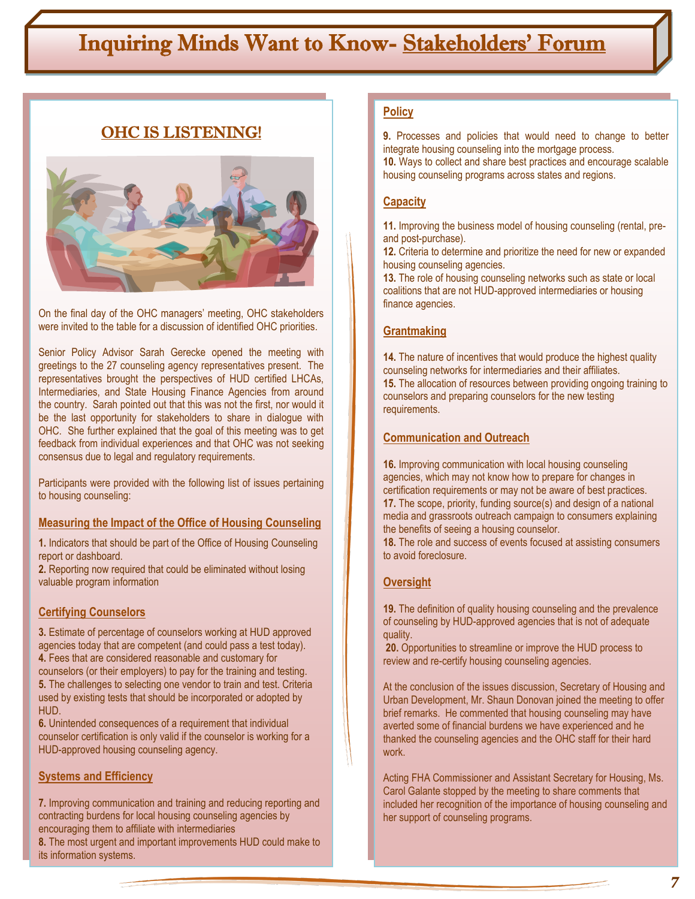# Inquiring Minds Want to Know- Stakeholders' Forum

## OHC IS LISTENING!

On the final day of the OHC managers' meeting, OHC stakeholders were invited to the table for a discussion of identified OHC priorities.

Senior Policy Advisor Sarah Gerecke opened the meeting with greetings to the 27 counseling agency representatives present. The representatives brought the perspectives of HUD certified LHCAs, Intermediaries, and State Housing Finance Agencies from around the country. Sarah pointed out that this was not the first, nor would it be the last opportunity for stakeholders to share in dialogue with OHC. She further explained that the goal of this meeting was to get feedback from individual experiences and that OHC was not seeking consensus due to legal and regulatory requirements.

Participants were provided with the following list of issues pertaining to housing counseling:

### Measuring the Impact of the Office of Housing Counseling

**1.** Indicators that should be part of the Office of Housing Counseling report or dashboard.
**2.** Reporting now required that could be eliminated without losing valuable program information

### Certifying Counselors

**3.** Estimate of percentage of counselors working at HUD approved agencies today that are competent (and could pass a test today).
**4.** Fees that are considered reasonable and customary for counselors (or their employers) to pay for the training and testing.
**5.** The challenges to selecting one vendor to train and test. Criteria used by existing tests that should be incorporated or adopted by HUD.
**6.** Unintended consequences of a requirement that individual counselor certification is only valid if the counselor is working for a HUD-approved housing counseling agency.

### Systems and Efficiency

**7.** Improving communication and training and reducing reporting and contracting burdens for local housing counseling agencies by encouraging them to affiliate with intermediaries
**8.** The most urgent and important improvements HUD could make to its information systems.

### Policy

**9.** Processes and policies that would need to change to better integrate housing counseling into the mortgage process.
**10.** Ways to collect and share best practices and encourage scalable housing counseling programs across states and regions.

### Capacity

**11.** Improving the business model of housing counseling (rental, pre- and post-purchase).
**12.** Criteria to determine and prioritize the need for new or expanded housing counseling agencies.
**13.** The role of housing counseling networks such as state or local coalitions that are not HUD-approved intermediaries or housing finance agencies.

### Grantmaking

**14.** The nature of incentives that would produce the highest quality counseling networks for intermediaries and their affiliates.
**15.** The allocation of resources between providing ongoing training to counselors and preparing counselors for the new testing requirements.

### Communication and Outreach

**16.** Improving communication with local housing counseling agencies, which may not know how to prepare for changes in certification requirements or may not be aware of best practices.
**17.** The scope, priority, funding source(s) and design of a national media and grassroots outreach campaign to consumers explaining the benefits of seeing a housing counselor.
**18.** The role and success of events focused at assisting consumers to avoid foreclosure.

### Oversight

**19.** The definition of quality housing counseling and the prevalence of counseling by HUD-approved agencies that is not of adequate quality.
**20.** Opportunities to streamline or improve the HUD process to review and re-certify housing counseling agencies.

At the conclusion of the issues discussion, Secretary of Housing and Urban Development, Mr. Shaun Donovan joined the meeting to offer brief remarks. He commented that housing counseling may have averted some of financial burdens we have experienced and he thanked the counseling agencies and the OHC staff for their hard work.

Acting FHA Commissioner and Assistant Secretary for Housing, Ms. Carol Galante stopped by the meeting to share comments that included her recognition of the importance of housing counseling and her support of counseling programs.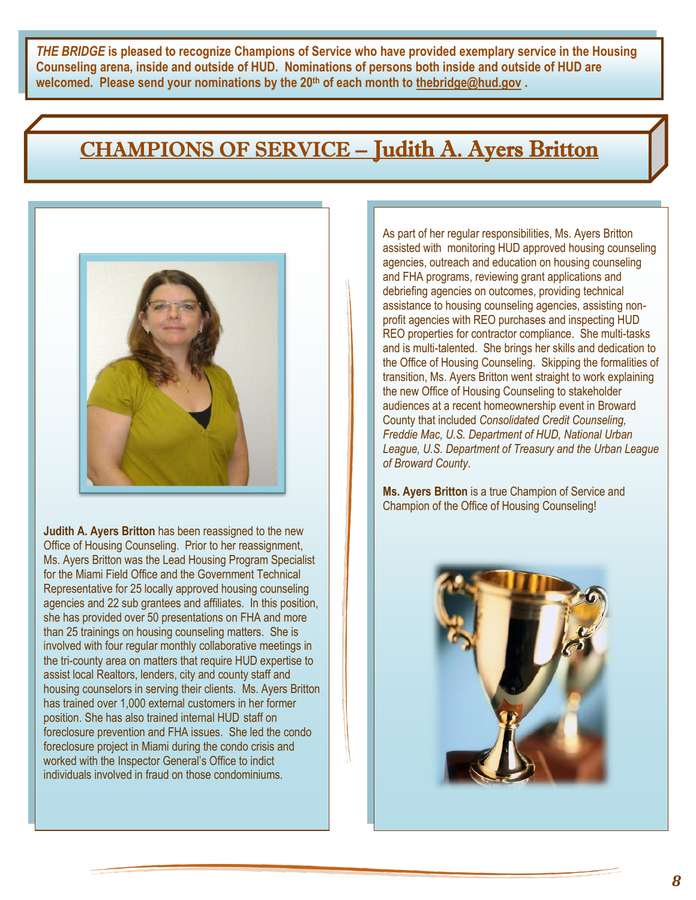**_THE BRIDGE_ is pleased to recognize Champions of Service who have provided exemplary service in the Housing Counseling arena, inside and outside of HUD. Nominations of persons both inside and outside of HUD are welcomed. Please send your nominations by the 20th of each month to thebridge@hud.gov .**

# CHAMPIONS OF SERVICE – Judith A. Ayers Britton

**Judith A. Ayers Britton** has been reassigned to the new Office of Housing Counseling. Prior to her reassignment, Ms. Ayers Britton was the Lead Housing Program Specialist for the Miami Field Office and the Government Technical Representative for 25 locally approved housing counseling agencies and 22 sub grantees and affiliates. In this position, she has provided over 50 presentations on FHA and more than 25 trainings on housing counseling matters. She is involved with four regular monthly collaborative meetings in the tri-county area on matters that require HUD expertise to assist local Realtors, lenders, city and county staff and housing counselors in serving their clients. Ms. Ayers Britton has trained over 1,000 external customers in her former position. She has also trained internal HUD staff on foreclosure prevention and FHA issues. She led the condo foreclosure project in Miami during the condo crisis and worked with the Inspector General's Office to indict individuals involved in fraud on those condominiums.

As part of her regular responsibilities, Ms. Ayers Britton assisted with monitoring HUD approved housing counseling agencies, outreach and education on housing counseling and FHA programs, reviewing grant applications and debriefing agencies on outcomes, providing technical assistance to housing counseling agencies, assisting non-profit agencies with REO purchases and inspecting HUD REO properties for contractor compliance. She multi-tasks and is multi-talented. She brings her skills and dedication to the Office of Housing Counseling. Skipping the formalities of transition, Ms. Ayers Britton went straight to work explaining the new Office of Housing Counseling to stakeholder audiences at a recent homeownership event in Broward County that included *Consolidated Credit Counseling, Freddie Mac, U.S. Department of HUD, National Urban League, U.S. Department of Treasury and the Urban League of Broward County*.

**Ms. Ayers Britton** is a true Champion of Service and Champion of the Office of Housing Counseling!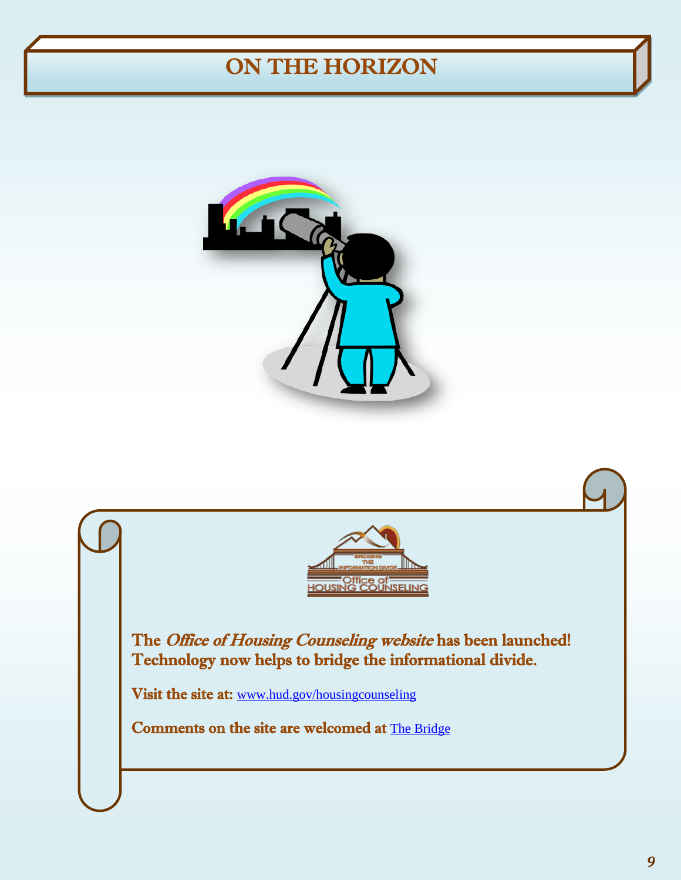# ON THE HORIZON

**The *Office of Housing Counseling website* has been launched! Technology now helps to bridge the informational divide.**

**Visit the site at:** www.hud.gov/housingcounseling

**Comments on the site are welcomed at** The Bridge